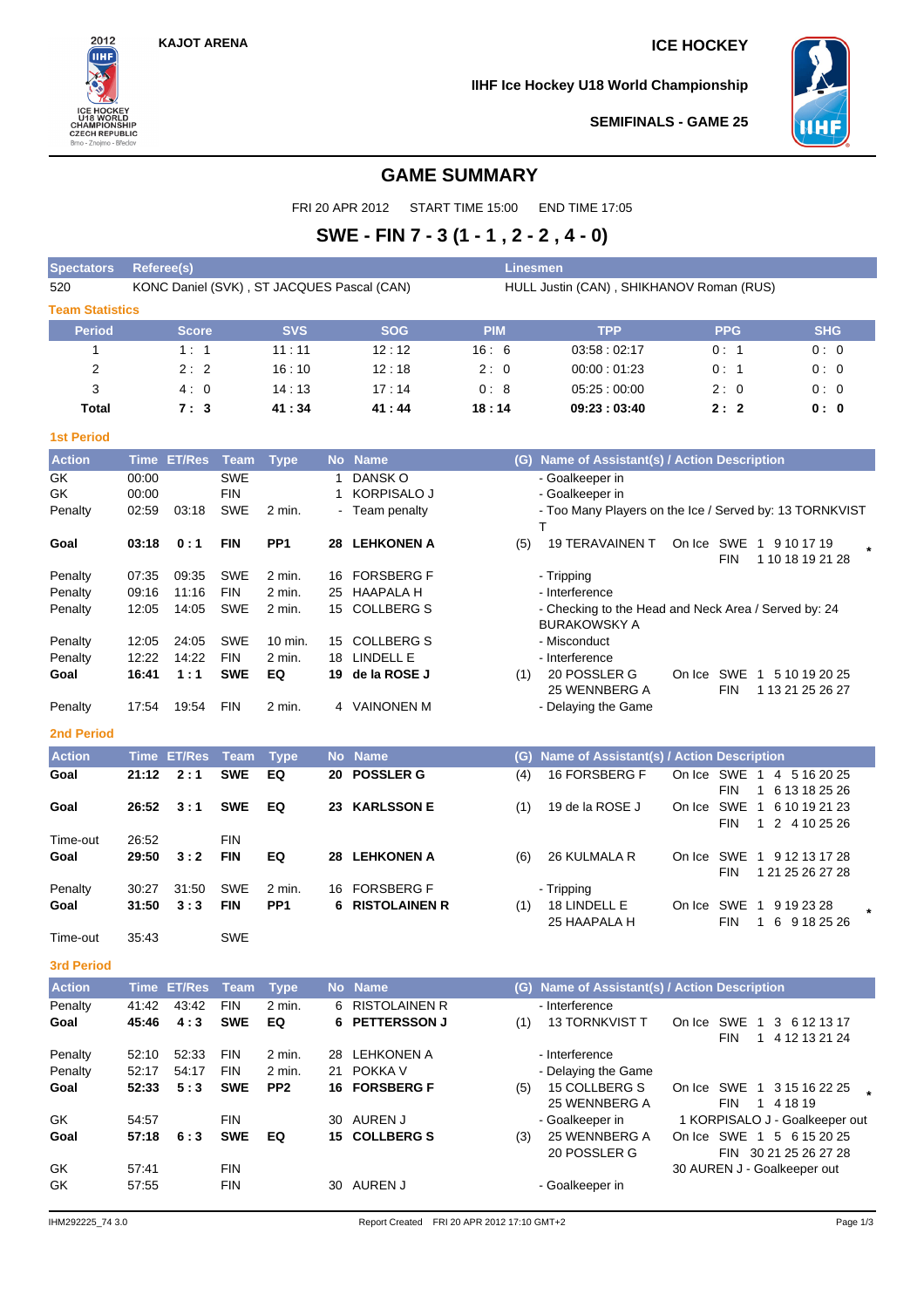KAJOT ARENA

ICE HOCKEY

IIHF Ice Hockey U18 World Championship

SEMIFINALS - GAME 25

# GAME SUMMARY

FRI 20 APR 2012 START TIME 15:00 END TIME 17:05

## SWE - FIN 7 - 3 (1 - 1 , 2 - 2 , 4 - 0)

| Spectators | Referee(s) | Linesmen |
|---|---|---|
| 520 | KONC Daniel (SVK) , ST JACQUES Pascal (CAN) | HULL Justin (CAN) , SHIKHANOV Roman (RUS) |

### Team Statistics

| Period | Score | SVS | SOG | PIM | TPP | PPG | SHG |
|---|---|---|---|---|---|---|---|
| 1 | 1 : 1 | 11 : 11 | 12 : 12 | 16 : 6 | 03:58 : 02:17 | 0 : 1 | 0 : 0 |
| 2 | 2 : 2 | 16 : 10 | 12 : 18 | 2 : 0 | 00:00 : 01:23 | 0 : 1 | 0 : 0 |
| 3 | 4 : 0 | 14 : 13 | 17 : 14 | 0 : 8 | 05:25 : 00:00 | 2 : 0 | 0 : 0 |
| **Total** | **7 : 3** | **41 : 34** | **41 : 44** | **18 : 14** | **09:23 : 03:40** | **2 : 2** | **0 : 0** |

### 1st Period

| Action | Time | ET/Res | Team | Type | No | Name | (G) | Name of Assistant(s) / Action Description | |
|---|---|---|---|---|---|---|---|---|---|
| GK | 00:00 | | SWE | | 1 | DANSK O | | - Goalkeeper in | |
| GK | 00:00 | | FIN | | 1 | KORPISALO J | | - Goalkeeper in | |
| Penalty | 02:59 | 03:18 | SWE | 2 min. | - | Team penalty | | - Too Many Players on the Ice / Served by: 13 TORNKVIST T | |
| **Goal** | **03:18** | **0 : 1** | **FIN** | **PP1** | **28** | **LEHKONEN A** | (5) | 19 TERAVAINEN T | On Ice SWE 1 9 10 17 19 FIN 1 10 18 19 21 28 * |
| Penalty | 07:35 | 09:35 | SWE | 2 min. | 16 | FORSBERG F | | - Tripping | |
| Penalty | 09:16 | 11:16 | FIN | 2 min. | 25 | HAAPALA H | | - Interference | |
| Penalty | 12:05 | 14:05 | SWE | 2 min. | 15 | COLLBERG S | | - Checking to the Head and Neck Area / Served by: 24 BURAKOWSKY A | |
| Penalty | 12:05 | 24:05 | SWE | 10 min. | 15 | COLLBERG S | | - Misconduct | |
| Penalty | 12:22 | 14:22 | FIN | 2 min. | 18 | LINDELL E | | - Interference | |
| **Goal** | **16:41** | **1 : 1** | **SWE** | **EQ** | **19** | **de la ROSE J** | (1) | 20 POSSLER G 25 WENNBERG A | On Ice SWE 1 5 10 19 20 25 FIN 1 13 21 25 26 27 |
| Penalty | 17:54 | 19:54 | FIN | 2 min. | 4 | VAINONEN M | | - Delaying the Game | |

### 2nd Period

| Action | Time | ET/Res | Team | Type | No | Name | (G) | Name of Assistant(s) / Action Description | |
|---|---|---|---|---|---|---|---|---|---|
| **Goal** | **21:12** | **2 : 1** | **SWE** | **EQ** | **20** | **POSSLER G** | (4) | 16 FORSBERG F | On Ice SWE 1 4 5 16 20 25 FIN 1 6 13 18 25 26 |
| **Goal** | **26:52** | **3 : 1** | **SWE** | **EQ** | **23** | **KARLSSON E** | (1) | 19 de la ROSE J | On Ice SWE 1 6 10 19 21 23 FIN 1 2 4 10 25 26 |
| Time-out | 26:52 | | FIN | | | | | | |
| **Goal** | **29:50** | **3 : 2** | **FIN** | **EQ** | **28** | **LEHKONEN A** | (6) | 26 KULMALA R | On Ice SWE 1 9 12 13 17 28 FIN 1 21 25 26 27 28 |
| Penalty | 30:27 | 31:50 | SWE | 2 min. | 16 | FORSBERG F | | - Tripping | |
| **Goal** | **31:50** | **3 : 3** | **FIN** | **PP1** | **6** | **RISTOLAINEN R** | (1) | 18 LINDELL E 25 HAAPALA H | On Ice SWE 1 9 19 23 28 FIN 1 6 9 18 25 26 * |
| Time-out | 35:43 | | SWE | | | | | | |

### 3rd Period

| Action | Time | ET/Res | Team | Type | No | Name | (G) | Name of Assistant(s) / Action Description | |
|---|---|---|---|---|---|---|---|---|---|
| Penalty | 41:42 | 43:42 | FIN | 2 min. | 6 | RISTOLAINEN R | | - Interference | |
| **Goal** | **45:46** | **4 : 3** | **SWE** | **EQ** | **6** | **PETTERSSON J** | (1) | 13 TORNKVIST T | On Ice SWE 1 3 6 12 13 17 FIN 1 4 12 13 21 24 |
| Penalty | 52:10 | 52:33 | FIN | 2 min. | 28 | LEHKONEN A | | - Interference | |
| Penalty | 52:17 | 54:17 | FIN | 2 min. | 21 | POKKA V | | - Delaying the Game | |
| **Goal** | **52:33** | **5 : 3** | **SWE** | **PP2** | **16** | **FORSBERG F** | (5) | 15 COLLBERG S 25 WENNBERG A | On Ice SWE 1 3 15 16 22 25 FIN 1 4 18 19 * |
| GK | 54:57 | | FIN | | 30 | AUREN J | | - Goalkeeper in | 1 KORPISALO J - Goalkeeper out |
| **Goal** | **57:18** | **6 : 3** | **SWE** | **EQ** | **15** | **COLLBERG S** | (3) | 25 WENNBERG A 20 POSSLER G | On Ice SWE 1 5 6 15 20 25 FIN 30 21 25 26 27 28 |
| GK | 57:41 | | FIN | | | | | | 30 AUREN J - Goalkeeper out |
| GK | 57:55 | | FIN | | 30 | AUREN J | | - Goalkeeper in | |

IHM292225_74 3.0 Report Created FRI 20 APR 2012 17:10 GMT+2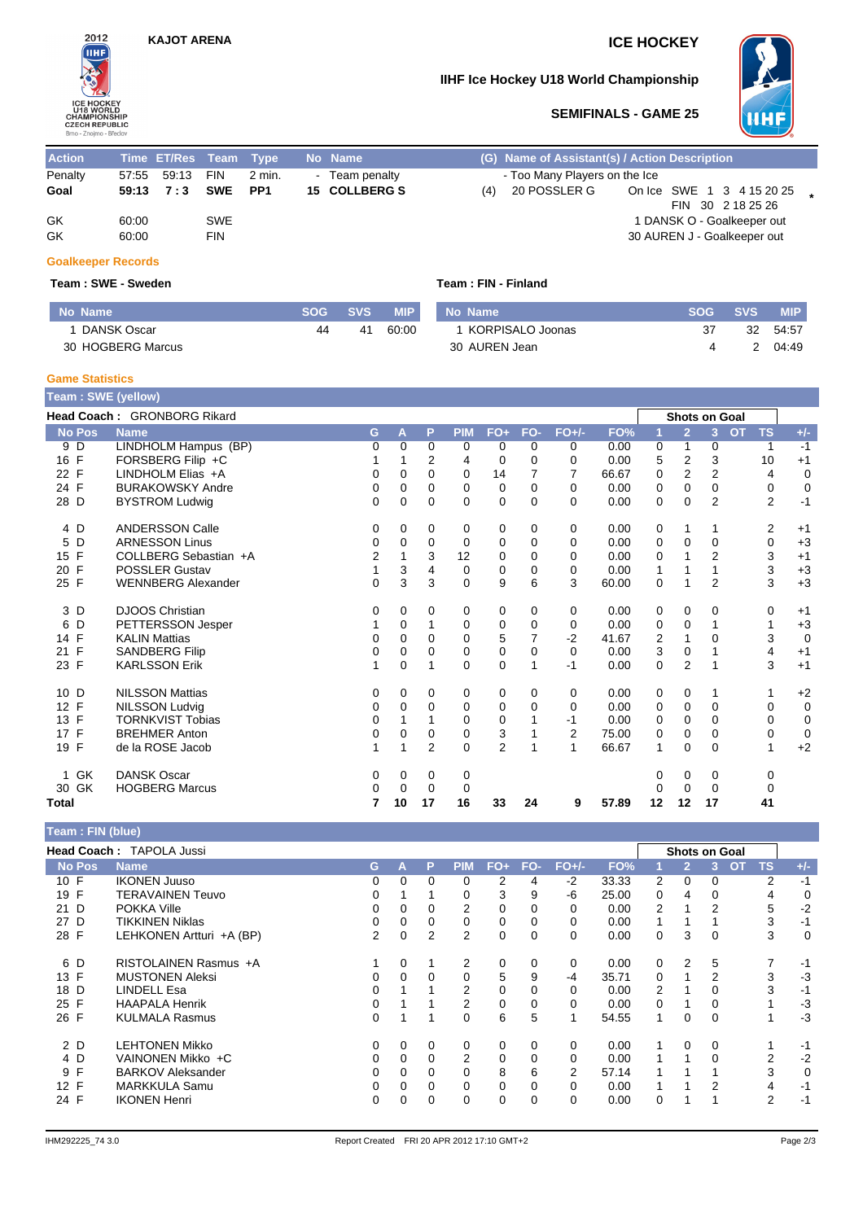KAJOT ARENA

ICE HOCKEY

IIHF Ice Hockey U18 World Championship

SEMIFINALS - GAME 25

| Action | Time | ET/Res | Team | Type | No | Name | (G) | Name of Assistant(s) / Action Description |
|---|---|---|---|---|---|---|---|---|
| Penalty | 57:55 | 59:13 | FIN | 2 min. | - | Team penalty | | - Too Many Players on the Ice |
| **Goal** | **59:13** | **7 : 3** | **SWE** | **PP1** | **15** | **COLLBERG S** | (4) | 20 POSSLER G — On Ice SWE 1 3 4 15 20 25 / FIN 30 2 18 25 26 * |
| GK | 60:00 | | SWE | | | | | 1 DANSK O - Goalkeeper out |
| GK | 60:00 | | FIN | | | | | 30 AUREN J - Goalkeeper out |

### Goalkeeper Records

**Team : SWE - Sweden**

| No | Name | SOG | SVS | MIP |
|---|---|---|---|---|
| 1 | DANSK Oscar | 44 | 41 | 60:00 |
| 30 | HOGBERG Marcus | | | |

**Team : FIN - Finland**

| No | Name | SOG | SVS | MIP |
|---|---|---|---|---|
| 1 | KORPISALO Joonas | 37 | 32 | 54:57 |
| 30 | AUREN Jean | 4 | 2 | 04:49 |

### Game Statistics

**Team : SWE (yellow)**

Head Coach : GRONBORG Rikard

| No | Pos | Name | G | A | P | PIM | FO+ | FO- | FO+/- | FO% | SOG 1 | SOG 2 | SOG 3 | SOG OT | SOG TS | +/- |
|---|---|---|---|---|---|---|---|---|---|---|---|---|---|---|---|---|
| 9 | D | LINDHOLM Hampus (BP) | 0 | 0 | 0 | 0 | 0 | 0 | 0 | 0.00 | 0 | 1 | 0 | | 1 | -1 |
| 16 | F | FORSBERG Filip +C | 1 | 1 | 2 | 4 | 0 | 0 | 0 | 0.00 | 5 | 2 | 3 | | 10 | +1 |
| 22 | F | LINDHOLM Elias +A | 0 | 0 | 0 | 0 | 14 | 7 | 7 | 66.67 | 0 | 2 | 2 | | 4 | 0 |
| 24 | F | BURAKOWSKY Andre | 0 | 0 | 0 | 0 | 0 | 0 | 0 | 0.00 | 0 | 0 | 0 | | 0 | 0 |
| 28 | D | BYSTROM Ludwig | 0 | 0 | 0 | 0 | 0 | 0 | 0 | 0.00 | 0 | 0 | 2 | | 2 | -1 |
| 4 | D | ANDERSSON Calle | 0 | 0 | 0 | 0 | 0 | 0 | 0 | 0.00 | 0 | 1 | 1 | | 2 | +1 |
| 5 | D | ARNESSON Linus | 0 | 0 | 0 | 0 | 0 | 0 | 0 | 0.00 | 0 | 0 | 0 | | 0 | +3 |
| 15 | F | COLLBERG Sebastian +A | 2 | 1 | 3 | 12 | 0 | 0 | 0 | 0.00 | 0 | 1 | 2 | | 3 | +1 |
| 20 | F | POSSLER Gustav | 1 | 3 | 4 | 0 | 0 | 0 | 0 | 0.00 | 1 | 1 | 1 | | 3 | +3 |
| 25 | F | WENNBERG Alexander | 0 | 3 | 3 | 0 | 9 | 6 | 3 | 60.00 | 0 | 1 | 2 | | 3 | +3 |
| 3 | D | DJOOS Christian | 0 | 0 | 0 | 0 | 0 | 0 | 0 | 0.00 | 0 | 0 | 0 | | 0 | +1 |
| 6 | D | PETTERSSON Jesper | 1 | 0 | 1 | 0 | 0 | 0 | 0 | 0.00 | 0 | 0 | 1 | | 1 | +3 |
| 14 | F | KALIN Mattias | 0 | 0 | 0 | 0 | 5 | 7 | -2 | 41.67 | 2 | 1 | 0 | | 3 | 0 |
| 21 | F | SANDBERG Filip | 0 | 0 | 0 | 0 | 0 | 0 | 0 | 0.00 | 3 | 0 | 1 | | 4 | +1 |
| 23 | F | KARLSSON Erik | 1 | 0 | 1 | 0 | 0 | 1 | -1 | 0.00 | 0 | 2 | 1 | | 3 | +1 |
| 10 | D | NILSSON Mattias | 0 | 0 | 0 | 0 | 0 | 0 | 0 | 0.00 | 0 | 0 | 1 | | 1 | +2 |
| 12 | F | NILSSON Ludvig | 0 | 0 | 0 | 0 | 0 | 0 | 0 | 0.00 | 0 | 0 | 0 | | 0 | 0 |
| 13 | F | TORNKVIST Tobias | 0 | 1 | 1 | 0 | 0 | 1 | -1 | 0.00 | 0 | 0 | 0 | | 0 | 0 |
| 17 | F | BREHMER Anton | 0 | 0 | 0 | 0 | 3 | 1 | 2 | 75.00 | 0 | 0 | 0 | | 0 | 0 |
| 19 | F | de la ROSE Jacob | 1 | 1 | 2 | 0 | 2 | 1 | 1 | 66.67 | 1 | 0 | 0 | | 1 | +2 |
| 1 | GK | DANSK Oscar | 0 | 0 | 0 | 0 | | | | | 0 | 0 | 0 | | 0 | |
| 30 | GK | HOGBERG Marcus | 0 | 0 | 0 | 0 | | | | | 0 | 0 | 0 | | 0 | |
| **Total** | | | **7** | **10** | **17** | **16** | **33** | **24** | **9** | **57.89** | **12** | **12** | **17** | | **41** | |

**Team : FIN (blue)**

Head Coach : TAPOLA Jussi

| No | Pos | Name | G | A | P | PIM | FO+ | FO- | FO+/- | FO% | SOG 1 | SOG 2 | SOG 3 | SOG OT | SOG TS | +/- |
|---|---|---|---|---|---|---|---|---|---|---|---|---|---|---|---|---|
| 10 | F | IKONEN Juuso | 0 | 0 | 0 | 0 | 2 | 4 | -2 | 33.33 | 2 | 0 | 0 | | 2 | -1 |
| 19 | F | TERAVAINEN Teuvo | 0 | 1 | 1 | 0 | 3 | 9 | -6 | 25.00 | 0 | 4 | 0 | | 4 | 0 |
| 21 | D | POKKA Ville | 0 | 0 | 0 | 2 | 0 | 0 | 0 | 0.00 | 2 | 1 | 2 | | 5 | -2 |
| 27 | D | TIKKINEN Niklas | 0 | 0 | 0 | 0 | 0 | 0 | 0 | 0.00 | 1 | 1 | 1 | | 3 | -1 |
| 28 | F | LEHKONEN Artturi +A (BP) | 2 | 0 | 2 | 2 | 0 | 0 | 0 | 0.00 | 0 | 3 | 0 | | 3 | 0 |
| 6 | D | RISTOLAINEN Rasmus +A | 1 | 0 | 1 | 2 | 0 | 0 | 0 | 0.00 | 0 | 2 | 5 | | 7 | -1 |
| 13 | F | MUSTONEN Aleksi | 0 | 0 | 0 | 0 | 5 | 9 | -4 | 35.71 | 0 | 1 | 2 | | 3 | -3 |
| 18 | D | LINDELL Esa | 0 | 1 | 1 | 2 | 0 | 0 | 0 | 0.00 | 2 | 1 | 0 | | 3 | -1 |
| 25 | F | HAAPALA Henrik | 0 | 1 | 1 | 2 | 0 | 0 | 0 | 0.00 | 0 | 1 | 0 | | 1 | -3 |
| 26 | F | KULMALA Rasmus | 0 | 1 | 1 | 0 | 6 | 5 | 1 | 54.55 | 1 | 0 | 0 | | 1 | -3 |
| 2 | D | LEHTONEN Mikko | 0 | 0 | 0 | 0 | 0 | 0 | 0 | 0.00 | 1 | 0 | 0 | | 1 | -1 |
| 4 | D | VAINONEN Mikko +C | 0 | 0 | 0 | 2 | 0 | 0 | 0 | 0.00 | 1 | 1 | 0 | | 2 | -2 |
| 9 | F | BARKOV Aleksander | 0 | 0 | 0 | 0 | 8 | 6 | 2 | 57.14 | 1 | 1 | 1 | | 3 | 0 |
| 12 | F | MARKKULA Samu | 0 | 0 | 0 | 0 | 0 | 0 | 0 | 0.00 | 1 | 1 | 2 | | 4 | -1 |
| 24 | F | IKONEN Henri | 0 | 0 | 0 | 0 | 0 | 0 | 0 | 0.00 | 0 | 1 | 1 | | 2 | -1 |

IHM292225_74 3.0 — Report Created FRI 20 APR 2012 17:10 GMT+2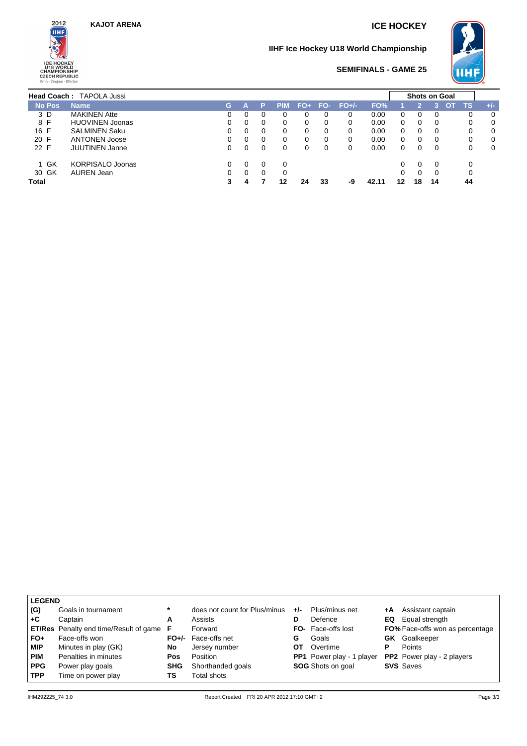KAJOT ARENA

**ICE HOCKEY**

**IIHF Ice Hockey U18 World Championship**

**SEMIFINALS - GAME 25**

**Head Coach :** TAPOLA Jussi

| No | Pos | Name | G | A | P | PIM | FO+ | FO- | FO+/- | FO% | Shots on Goal 1 | 2 | 3 | OT | TS | +/- |
|---|---|---|---|---|---|---|---|---|---|---|---|---|---|---|---|---|
| 3 | D | MAKINEN Atte | 0 | 0 | 0 | 0 | 0 | 0 | 0 | 0.00 | 0 | 0 | 0 | | 0 | 0 |
| 8 | F | HUOVINEN Joonas | 0 | 0 | 0 | 0 | 0 | 0 | 0 | 0.00 | 0 | 0 | 0 | | 0 | 0 |
| 16 | F | SALMINEN Saku | 0 | 0 | 0 | 0 | 0 | 0 | 0 | 0.00 | 0 | 0 | 0 | | 0 | 0 |
| 20 | F | ANTONEN Joose | 0 | 0 | 0 | 0 | 0 | 0 | 0 | 0.00 | 0 | 0 | 0 | | 0 | 0 |
| 22 | F | JUUTINEN Janne | 0 | 0 | 0 | 0 | 0 | 0 | 0 | 0.00 | 0 | 0 | 0 | | 0 | 0 |
| 1 | GK | KORPISALO Joonas | 0 | 0 | 0 | 0 | | | | | 0 | 0 | 0 | | 0 | |
| 30 | GK | AUREN Jean | 0 | 0 | 0 | 0 | | | | | 0 | 0 | 0 | | 0 | |
| **Total** | | | **3** | **4** | **7** | **12** | **24** | **33** | **-9** | **42.11** | **12** | **18** | **14** | | **44** | |

**LEGEND**

| | | | | | | | |
|---|---|---|---|---|---|---|---|
| **(G)** | Goals in tournament | ***** | does not count for Plus/minus | **+/-** | Plus/minus net | **+A** | Assistant captain |
| **+C** | Captain | **A** | Assists | **D** | Defence | **EQ** | Equal strength |
| **ET/Res** | Penalty end time/Result of game | **F** | Forward | **FO-** | Face-offs lost | **FO%** | Face-offs won as percentage |
| **FO+** | Face-offs won | **FO+/-** | Face-offs net | **G** | Goals | **GK** | Goalkeeper |
| **MIP** | Minutes in play (GK) | **No** | Jersey number | **OT** | Overtime | **P** | Points |
| **PIM** | Penalties in minutes | **Pos** | Position | **PP1** | Power play - 1 player | **PP2** | Power play - 2 players |
| **PPG** | Power play goals | **SHG** | Shorthanded goals | **SOG** | Shots on goal | **SVS** | Saves |
| **TPP** | Time on power play | **TS** | Total shots | | | | |

IHM292225_74 3.0 Report Created FRI 20 APR 2012 17:10 GMT+2